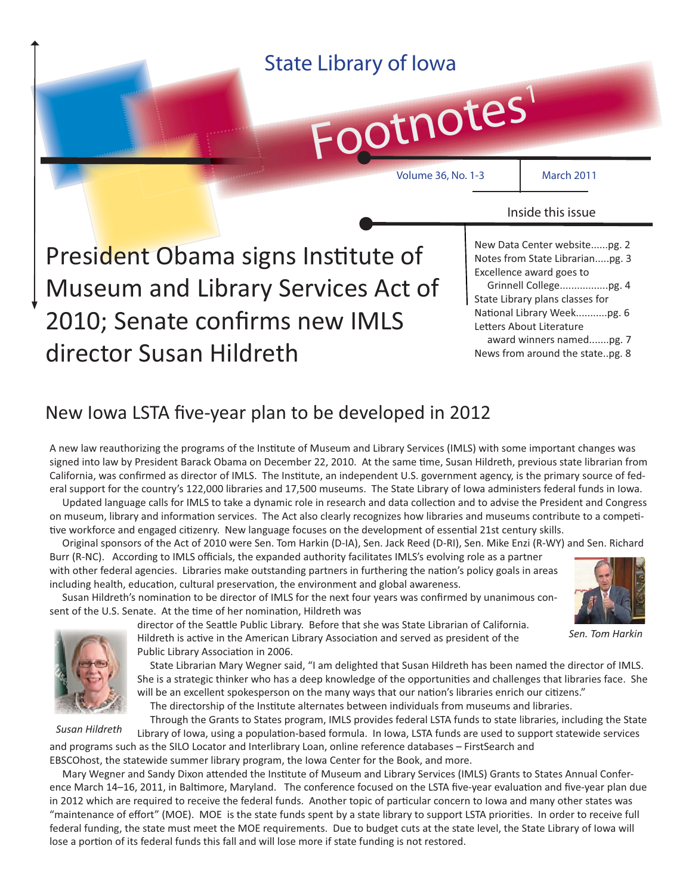State Library of Iowa

# Footnotes[1]

Volume 36, No. 1-3 | March 2011

## Inside this issue

- New Data Center website......pg. 2
- Notes from State Librarian.....pg. 3
- Excellence award goes to Grinnell College.................pg. 4
- State Library plans classes for National Library Week...........pg. 6
- Letters About Literature award winners named.......pg. 7
- News from around the state..pg. 8

# President Obama signs Institute of Museum and Library Services Act of 2010; Senate confirms new IMLS director Susan Hildreth

## New Iowa LSTA five-year plan to be developed in 2012

A new law reauthorizing the programs of the Institute of Museum and Library Services (IMLS) with some important changes was signed into law by President Barack Obama on December 22, 2010. At the same time, Susan Hildreth, previous state librarian from California, was confirmed as director of IMLS. The Institute, an independent U.S. government agency, is the primary source of federal support for the country's 122,000 libraries and 17,500 museums. The State Library of Iowa administers federal funds in Iowa.

Updated language calls for IMLS to take a dynamic role in research and data collection and to advise the President and Congress on museum, library and information services. The Act also clearly recognizes how libraries and museums contribute to a competitive workforce and engaged citizenry. New language focuses on the development of essential 21st century skills.

Original sponsors of the Act of 2010 were Sen. Tom Harkin (D-IA), Sen. Jack Reed (D-RI), Sen. Mike Enzi (R-WY) and Sen. Richard Burr (R-NC). According to IMLS officials, the expanded authority facilitates IMLS's evolving role as a partner with other federal agencies. Libraries make outstanding partners in furthering the nation's policy goals in areas including health, education, cultural preservation, the environment and global awareness.

*Sen. Tom Harkin*

Susan Hildreth's nomination to be director of IMLS for the next four years was confirmed by unanimous consent of the U.S. Senate. At the time of her nomination, Hildreth was director of the Seattle Public Library. Before that she was State Librarian of California. Hildreth is active in the American Library Association and served as president of the Public Library Association in 2006.

*Susan Hildreth*

State Librarian Mary Wegner said, "I am delighted that Susan Hildreth has been named the director of IMLS. She is a strategic thinker who has a deep knowledge of the opportunities and challenges that libraries face. She will be an excellent spokesperson on the many ways that our nation's libraries enrich our citizens."

The directorship of the Institute alternates between individuals from museums and libraries.

Through the Grants to States program, IMLS provides federal LSTA funds to state libraries, including the State Library of Iowa, using a population-based formula. In Iowa, LSTA funds are used to support statewide services and programs such as the SILO Locator and Interlibrary Loan, online reference databases – FirstSearch and EBSCOhost, the statewide summer library program, the Iowa Center for the Book, and more.

Mary Wegner and Sandy Dixon attended the Institute of Museum and Library Services (IMLS) Grants to States Annual Conference March 14–16, 2011, in Baltimore, Maryland. The conference focused on the LSTA five-year evaluation and five-year plan due in 2012 which are required to receive the federal funds. Another topic of particular concern to Iowa and many other states was "maintenance of effort" (MOE). MOE is the state funds spent by a state library to support LSTA priorities. In order to receive full federal funding, the state must meet the MOE requirements. Due to budget cuts at the state level, the State Library of Iowa will lose a portion of its federal funds this fall and will lose more if state funding is not restored.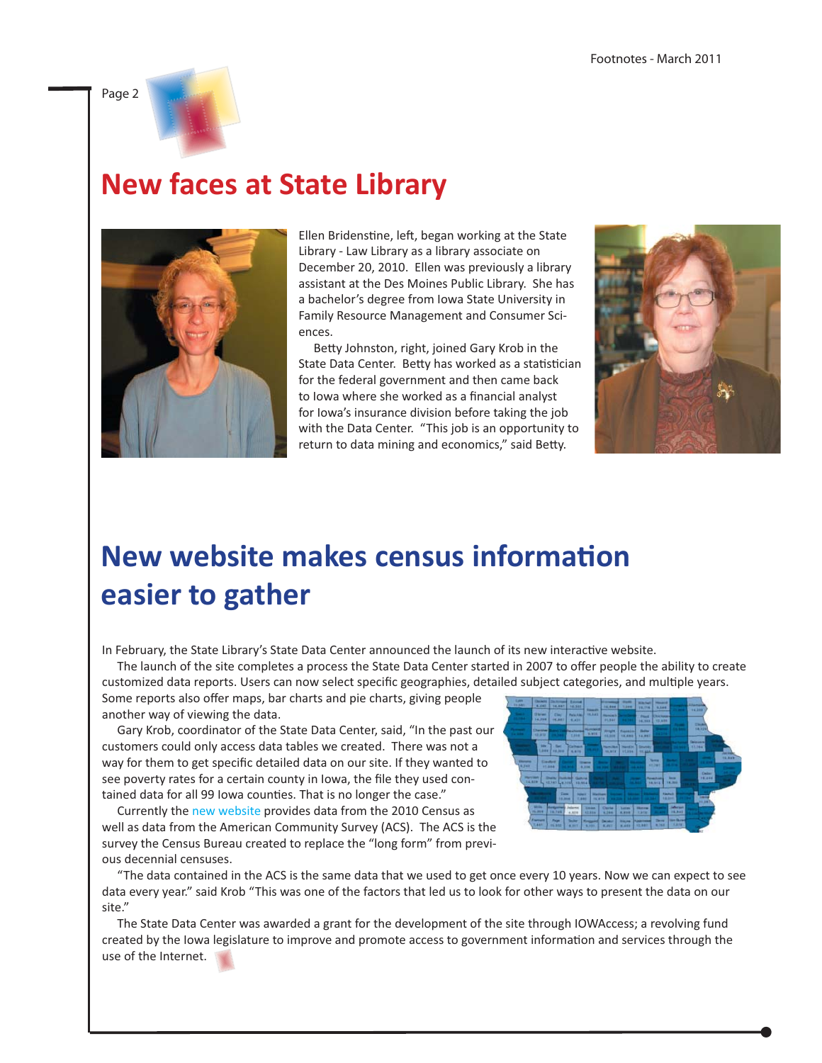# New faces at State Library

Ellen Bridenstine, left, began working at the State Library - Law Library as a library associate on December 20, 2010. Ellen was previously a library assistant at the Des Moines Public Library. She has a bachelor's degree from Iowa State University in Family Resource Management and Consumer Sciences.

Betty Johnston, right, joined Gary Krob in the State Data Center. Betty has worked as a statistician for the federal government and then came back to Iowa where she worked as a financial analyst for Iowa's insurance division before taking the job with the Data Center. "This job is an opportunity to return to data mining and economics," said Betty.

# New website makes census information easier to gather

In February, the State Library's State Data Center announced the launch of its new interactive website.

The launch of the site completes a process the State Data Center started in 2007 to offer people the ability to create customized data reports. Users can now select specific geographies, detailed subject categories, and multiple years. Some reports also offer maps, bar charts and pie charts, giving people another way of viewing the data.

Gary Krob, coordinator of the State Data Center, said, "In the past our customers could only access data tables we created. There was not a way for them to get specific detailed data on our site. If they wanted to see poverty rates for a certain county in Iowa, the file they used contained data for all 99 Iowa counties. That is no longer the case."

Currently the new website provides data from the 2010 Census as well as data from the American Community Survey (ACS). The ACS is the survey the Census Bureau created to replace the "long form" from previous decennial censuses.

"The data contained in the ACS is the same data that we used to get once every 10 years. Now we can expect to see data every year." said Krob "This was one of the factors that led us to look for other ways to present the data on our site."

The State Data Center was awarded a grant for the development of the site through IOWAccess; a revolving fund created by the Iowa legislature to improve and promote access to government information and services through the use of the Internet.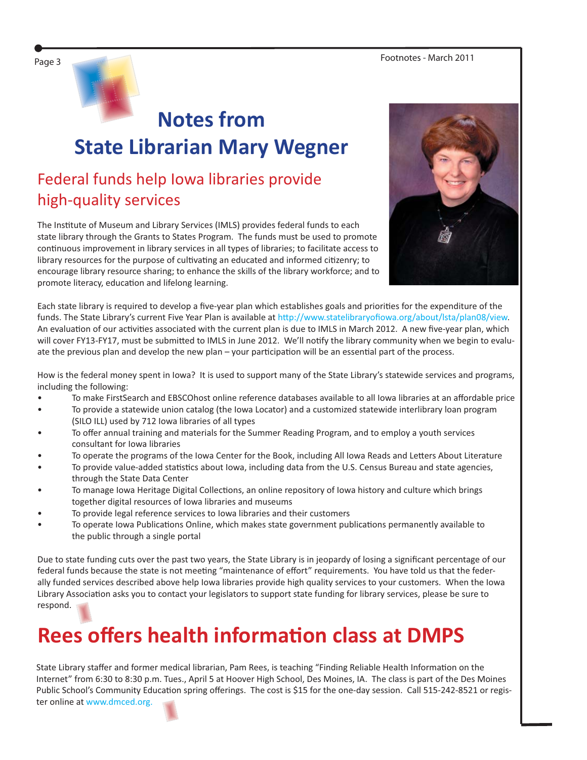# Notes from State Librarian Mary Wegner

## Federal funds help Iowa libraries provide high-quality services

The Institute of Museum and Library Services (IMLS) provides federal funds to each state library through the Grants to States Program. The funds must be used to promote continuous improvement in library services in all types of libraries; to facilitate access to library resources for the purpose of cultivating an educated and informed citizenry; to encourage library resource sharing; to enhance the skills of the library workforce; and to promote literacy, education and lifelong learning.

Each state library is required to develop a five-year plan which establishes goals and priorities for the expenditure of the funds. The State Library's current Five Year Plan is available at http://www.statelibraryofiowa.org/about/lsta/plan08/view. An evaluation of our activities associated with the current plan is due to IMLS in March 2012. A new five-year plan, which will cover FY13-FY17, must be submitted to IMLS in June 2012. We'll notify the library community when we begin to evaluate the previous plan and develop the new plan – your participation will be an essential part of the process.

How is the federal money spent in Iowa? It is used to support many of the State Library's statewide services and programs, including the following:

- To make FirstSearch and EBSCOhost online reference databases available to all Iowa libraries at an affordable price
- To provide a statewide union catalog (the Iowa Locator) and a customized statewide interlibrary loan program (SILO ILL) used by 712 Iowa libraries of all types
- To offer annual training and materials for the Summer Reading Program, and to employ a youth services consultant for Iowa libraries
- To operate the programs of the Iowa Center for the Book, including All Iowa Reads and Letters About Literature
- To provide value-added statistics about Iowa, including data from the U.S. Census Bureau and state agencies, through the State Data Center
- To manage Iowa Heritage Digital Collections, an online repository of Iowa history and culture which brings together digital resources of Iowa libraries and museums
- To provide legal reference services to Iowa libraries and their customers
- To operate Iowa Publications Online, which makes state government publications permanently available to the public through a single portal

Due to state funding cuts over the past two years, the State Library is in jeopardy of losing a significant percentage of our federal funds because the state is not meeting "maintenance of effort" requirements. You have told us that the federally funded services described above help Iowa libraries provide high quality services to your customers. When the Iowa Library Association asks you to contact your legislators to support state funding for library services, please be sure to respond.

# Rees offers health information class at DMPS

State Library staffer and former medical librarian, Pam Rees, is teaching "Finding Reliable Health Information on the Internet" from 6:30 to 8:30 p.m. Tues., April 5 at Hoover High School, Des Moines, IA. The class is part of the Des Moines Public School's Community Education spring offerings. The cost is $15 for the one-day session. Call 515-242-8521 or register online at www.dmced.org.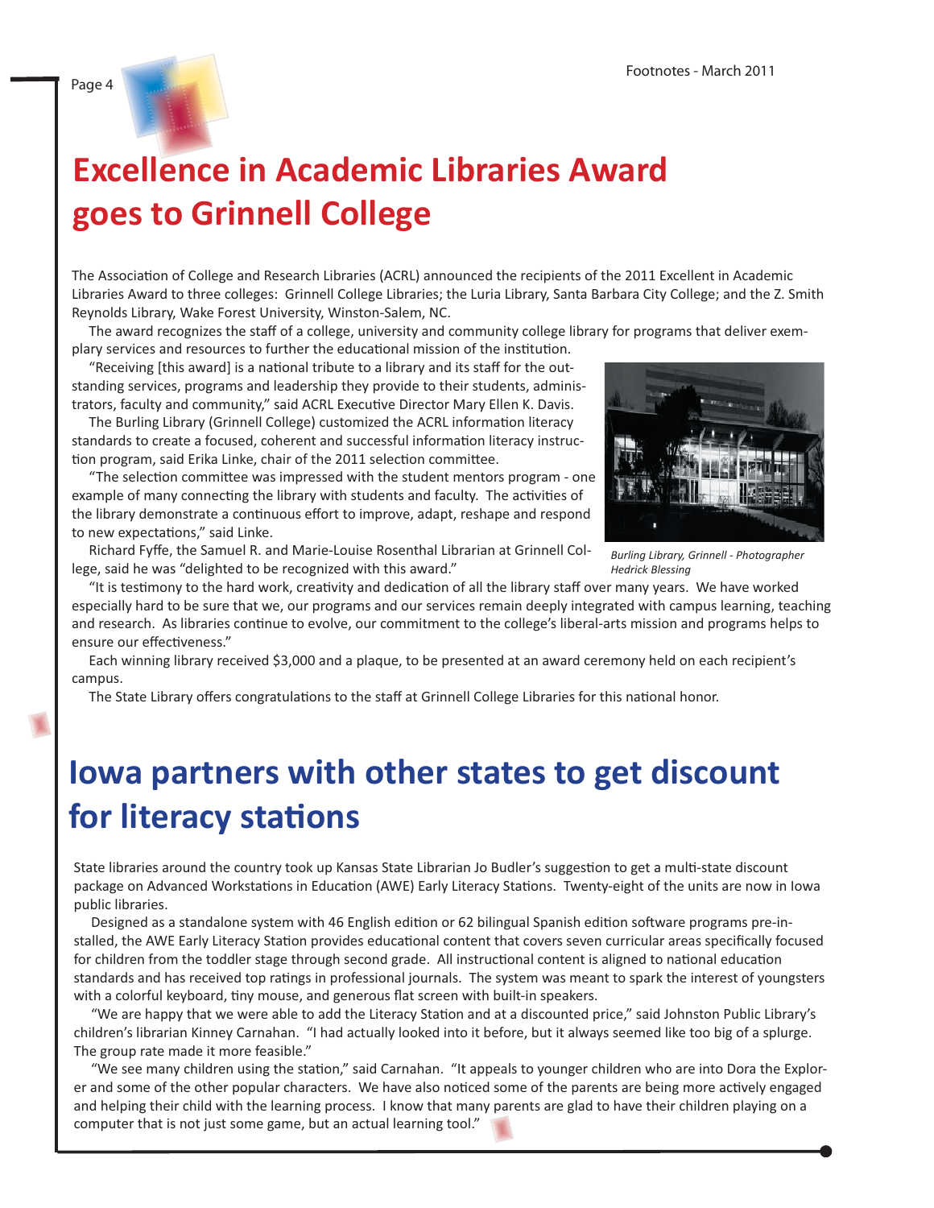# Excellence in Academic Libraries Award goes to Grinnell College

The Association of College and Research Libraries (ACRL) announced the recipients of the 2011 Excellent in Academic Libraries Award to three colleges: Grinnell College Libraries; the Luria Library, Santa Barbara City College; and the Z. Smith Reynolds Library, Wake Forest University, Winston-Salem, NC.

The award recognizes the staff of a college, university and community college library for programs that deliver exemplary services and resources to further the educational mission of the institution.

"Receiving [this award] is a national tribute to a library and its staff for the outstanding services, programs and leadership they provide to their students, administrators, faculty and community," said ACRL Executive Director Mary Ellen K. Davis.

The Burling Library (Grinnell College) customized the ACRL information literacy standards to create a focused, coherent and successful information literacy instruction program, said Erika Linke, chair of the 2011 selection committee.

"The selection committee was impressed with the student mentors program - one example of many connecting the library with students and faculty. The activities of the library demonstrate a continuous effort to improve, adapt, reshape and respond to new expectations," said Linke.

*Burling Library, Grinnell - Photographer Hedrick Blessing*

Richard Fyffe, the Samuel R. and Marie-Louise Rosenthal Librarian at Grinnell College, said he was "delighted to be recognized with this award."

"It is testimony to the hard work, creativity and dedication of all the library staff over many years. We have worked especially hard to be sure that we, our programs and our services remain deeply integrated with campus learning, teaching and research. As libraries continue to evolve, our commitment to the college's liberal-arts mission and programs helps to ensure our effectiveness."

Each winning library received $3,000 and a plaque, to be presented at an award ceremony held on each recipient's campus.

The State Library offers congratulations to the staff at Grinnell College Libraries for this national honor.

# Iowa partners with other states to get discount for literacy stations

State libraries around the country took up Kansas State Librarian Jo Budler's suggestion to get a multi-state discount package on Advanced Workstations in Education (AWE) Early Literacy Stations. Twenty-eight of the units are now in Iowa public libraries.

Designed as a standalone system with 46 English edition or 62 bilingual Spanish edition software programs pre-installed, the AWE Early Literacy Station provides educational content that covers seven curricular areas specifically focused for children from the toddler stage through second grade. All instructional content is aligned to national education standards and has received top ratings in professional journals. The system was meant to spark the interest of youngsters with a colorful keyboard, tiny mouse, and generous flat screen with built-in speakers.

"We are happy that we were able to add the Literacy Station and at a discounted price," said Johnston Public Library's children's librarian Kinney Carnahan. "I had actually looked into it before, but it always seemed like too big of a splurge. The group rate made it more feasible."

"We see many children using the station," said Carnahan. "It appeals to younger children who are into Dora the Explorer and some of the other popular characters. We have also noticed some of the parents are being more actively engaged and helping their child with the learning process. I know that many parents are glad to have their children playing on a computer that is not just some game, but an actual learning tool."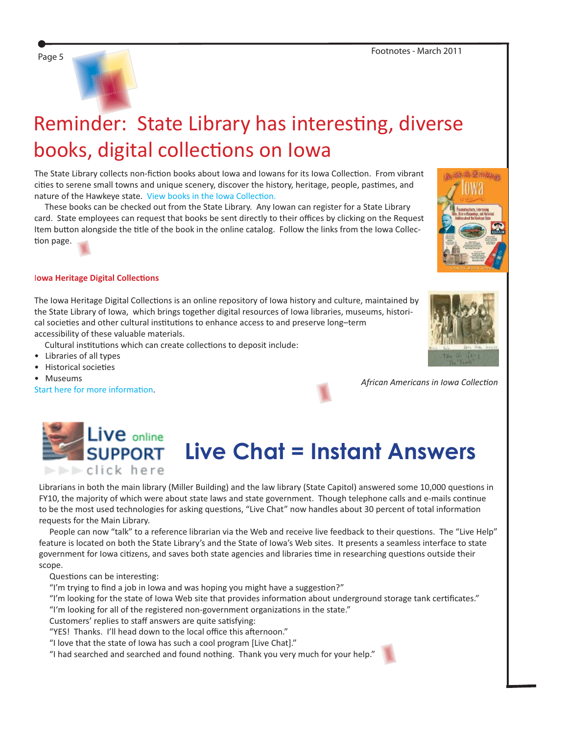# Reminder: State Library has interesting, diverse books, digital collections on Iowa

The State Library collects non-fiction books about Iowa and Iowans for its Iowa Collection. From vibrant cities to serene small towns and unique scenery, discover the history, heritage, people, pastimes, and nature of the Hawkeye state. View books in the Iowa Collection.

These books can be checked out from the State Library. Any Iowan can register for a State Library card. State employees can request that books be sent directly to their offices by clicking on the Request Item button alongside the title of the book in the online catalog. Follow the links from the Iowa Collection page.

### Iowa Heritage Digital Collections

The Iowa Heritage Digital Collections is an online repository of Iowa history and culture, maintained by the State Library of Iowa, which brings together digital resources of Iowa libraries, museums, historical societies and other cultural institutions to enhance access to and preserve long–term accessibility of these valuable materials.

Cultural institutions which can create collections to deposit include:

- Libraries of all types
- Historical societies
- Museums

Start here for more information.

*African Americans in Iowa Collection*

# Live Chat = Instant Answers

Librarians in both the main library (Miller Building) and the law library (State Capitol) answered some 10,000 questions in FY10, the majority of which were about state laws and state government. Though telephone calls and e-mails continue to be the most used technologies for asking questions, "Live Chat" now handles about 30 percent of total information requests for the Main Library.

People can now "talk" to a reference librarian via the Web and receive live feedback to their questions. The "Live Help" feature is located on both the State Library's and the State of Iowa's Web sites. It presents a seamless interface to state government for Iowa citizens, and saves both state agencies and libraries time in researching questions outside their scope.

Questions can be interesting:

"I'm trying to find a job in Iowa and was hoping you might have a suggestion?"

"I'm looking for the state of Iowa Web site that provides information about underground storage tank certificates."

"I'm looking for all of the registered non-government organizations in the state."

Customers' replies to staff answers are quite satisfying:

"YES! Thanks. I'll head down to the local office this afternoon."

"I love that the state of Iowa has such a cool program [Live Chat]."

"I had searched and searched and found nothing. Thank you very much for your help."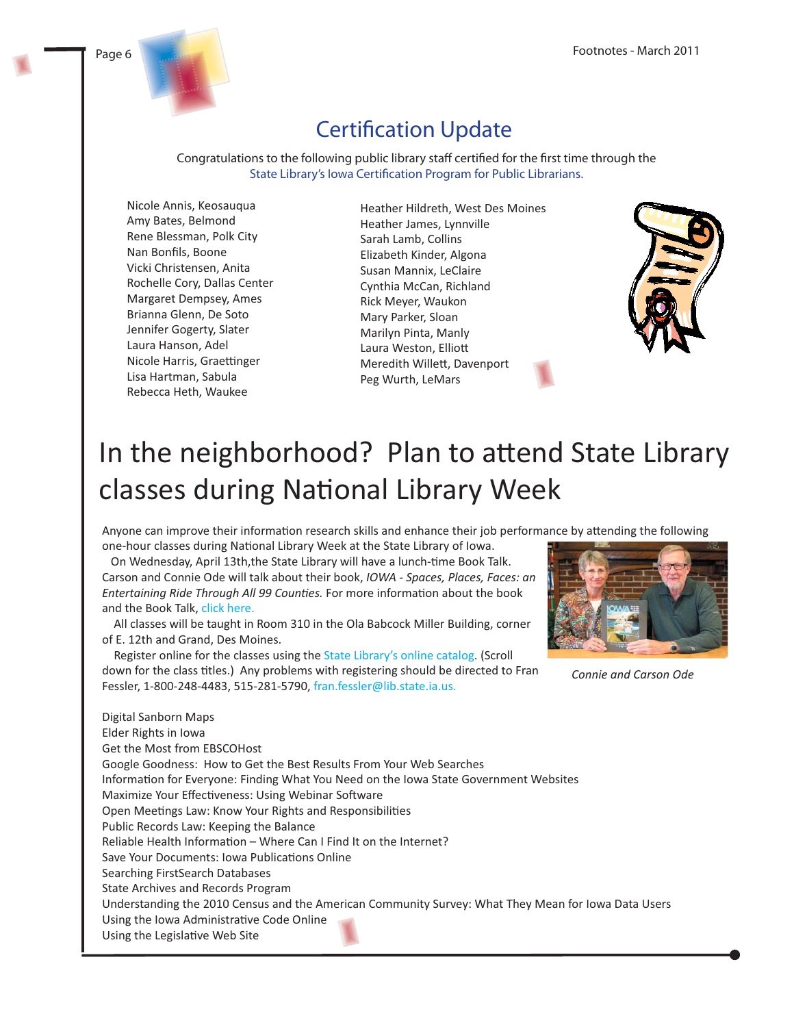## Certification Update

Congratulations to the following public library staff certified for the first time through the State Library's Iowa Certification Program for Public Librarians.

Nicole Annis, Keosauqua
Amy Bates, Belmond
Rene Blessman, Polk City
Nan Bonfils, Boone
Vicki Christensen, Anita
Rochelle Cory, Dallas Center
Margaret Dempsey, Ames
Brianna Glenn, De Soto
Jennifer Gogerty, Slater
Laura Hanson, Adel
Nicole Harris, Graettinger
Lisa Hartman, Sabula
Rebecca Heth, Waukee
Heather Hildreth, West Des Moines
Heather James, Lynnville
Sarah Lamb, Collins
Elizabeth Kinder, Algona
Susan Mannix, LeClaire
Cynthia McCan, Richland
Rick Meyer, Waukon
Mary Parker, Sloan
Marilyn Pinta, Manly
Laura Weston, Elliott
Meredith Willett, Davenport
Peg Wurth, LeMars

# In the neighborhood? Plan to attend State Library classes during National Library Week

Anyone can improve their information research skills and enhance their job performance by attending the following one-hour classes during National Library Week at the State Library of Iowa.

On Wednesday, April 13th,the State Library will have a lunch-time Book Talk. Carson and Connie Ode will talk about their book, *IOWA - Spaces, Places, Faces: an Entertaining Ride Through All 99 Counties.* For more information about the book and the Book Talk, click here.

All classes will be taught in Room 310 in the Ola Babcock Miller Building, corner of E. 12th and Grand, Des Moines.

Register online for the classes using the State Library's online catalog. (Scroll down for the class titles.) Any problems with registering should be directed to Fran Fessler, 1-800-248-4483, 515-281-5790, fran.fessler@lib.state.ia.us.

*Connie and Carson Ode*

Digital Sanborn Maps
Elder Rights in Iowa
Get the Most from EBSCOHost
Google Goodness: How to Get the Best Results From Your Web Searches
Information for Everyone: Finding What You Need on the Iowa State Government Websites
Maximize Your Effectiveness: Using Webinar Software
Open Meetings Law: Know Your Rights and Responsibilities
Public Records Law: Keeping the Balance
Reliable Health Information – Where Can I Find It on the Internet?
Save Your Documents: Iowa Publications Online
Searching FirstSearch Databases
State Archives and Records Program
Understanding the 2010 Census and the American Community Survey: What They Mean for Iowa Data Users
Using the Iowa Administrative Code Online
Using the Legislative Web Site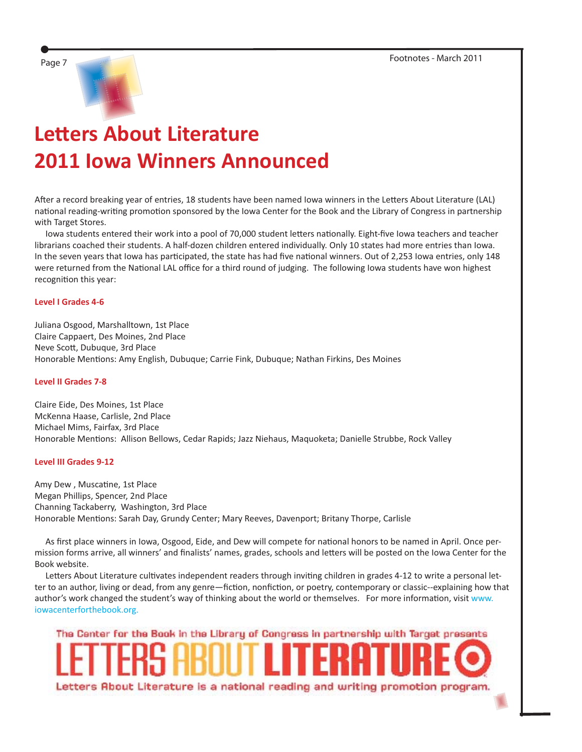# Letters About Literature 2011 Iowa Winners Announced

After a record breaking year of entries, 18 students have been named Iowa winners in the Letters About Literature (LAL) national reading-writing promotion sponsored by the Iowa Center for the Book and the Library of Congress in partnership with Target Stores.

Iowa students entered their work into a pool of 70,000 student letters nationally. Eight-five Iowa teachers and teacher librarians coached their students. A half-dozen children entered individually. Only 10 states had more entries than Iowa. In the seven years that Iowa has participated, the state has had five national winners. Out of 2,253 Iowa entries, only 148 were returned from the National LAL office for a third round of judging. The following Iowa students have won highest recognition this year:

**Level I Grades 4-6**

Juliana Osgood, Marshalltown, 1st Place
Claire Cappaert, Des Moines, 2nd Place
Neve Scott, Dubuque, 3rd Place
Honorable Mentions: Amy English, Dubuque; Carrie Fink, Dubuque; Nathan Firkins, Des Moines

**Level II Grades 7-8**

Claire Eide, Des Moines, 1st Place
McKenna Haase, Carlisle, 2nd Place
Michael Mims, Fairfax, 3rd Place
Honorable Mentions: Allison Bellows, Cedar Rapids; Jazz Niehaus, Maquoketa; Danielle Strubbe, Rock Valley

**Level III Grades 9-12**

Amy Dew , Muscatine, 1st Place
Megan Phillips, Spencer, 2nd Place
Channing Tackaberry, Washington, 3rd Place
Honorable Mentions: Sarah Day, Grundy Center; Mary Reeves, Davenport; Britany Thorpe, Carlisle

As first place winners in Iowa, Osgood, Eide, and Dew will compete for national honors to be named in April. Once permission forms arrive, all winners' and finalists' names, grades, schools and letters will be posted on the Iowa Center for the Book website.

Letters About Literature cultivates independent readers through inviting children in grades 4-12 to write a personal letter to an author, living or dead, from any genre—fiction, nonfiction, or poetry, contemporary or classic--explaining how that author's work changed the student's way of thinking about the world or themselves. For more information, visit www.iowacenterforthebook.org.

The Center for the Book in the Library of Congress in partnership with Target presents

LETTERS ABOUT LITERATURE

Letters About Literature is a national reading and writing promotion program.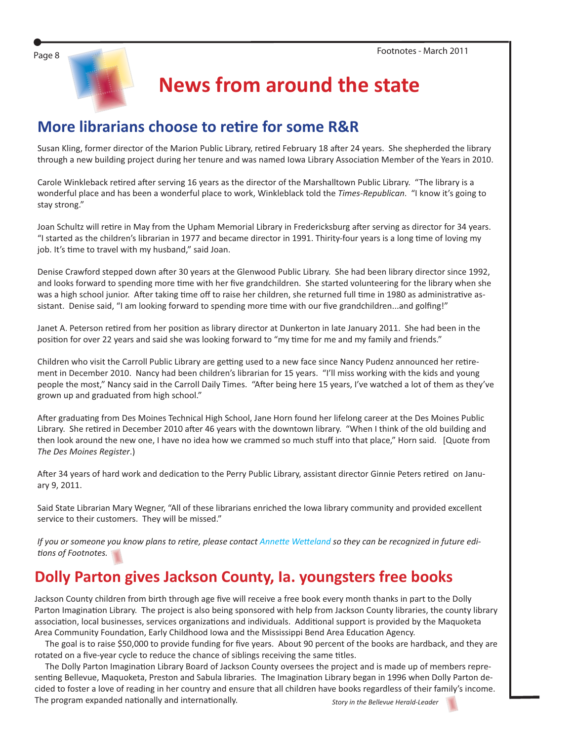# News from around the state

## More librarians choose to retire for some R&R

Susan Kling, former director of the Marion Public Library, retired February 18 after 24 years. She shepherded the library through a new building project during her tenure and was named Iowa Library Association Member of the Years in 2010.

Carole Winkleback retired after serving 16 years as the director of the Marshalltown Public Library. "The library is a wonderful place and has been a wonderful place to work, Winkleblack told the *Times-Republican*. "I know it's going to stay strong."

Joan Schultz will retire in May from the Upham Memorial Library in Fredericksburg after serving as director for 34 years. "I started as the children's librarian in 1977 and became director in 1991. Thirty-four years is a long time of loving my job. It's time to travel with my husband," said Joan.

Denise Crawford stepped down after 30 years at the Glenwood Public Library. She had been library director since 1992, and looks forward to spending more time with her five grandchildren. She started volunteering for the library when she was a high school junior. After taking time off to raise her children, she returned full time in 1980 as administrative assistant. Denise said, "I am looking forward to spending more time with our five grandchildren...and golfing!"

Janet A. Peterson retired from her position as library director at Dunkerton in late January 2011. She had been in the position for over 22 years and said she was looking forward to "my time for me and my family and friends."

Children who visit the Carroll Public Library are getting used to a new face since Nancy Pudenz announced her retirement in December 2010. Nancy had been children's librarian for 15 years. "I'll miss working with the kids and young people the most," Nancy said in the Carroll Daily Times. "After being here 15 years, I've watched a lot of them as they've grown up and graduated from high school."

After graduating from Des Moines Technical High School, Jane Horn found her lifelong career at the Des Moines Public Library. She retired in December 2010 after 46 years with the downtown library. "When I think of the old building and then look around the new one, I have no idea how we crammed so much stuff into that place," Horn said. [Quote from *The Des Moines Register*.)

After 34 years of hard work and dedication to the Perry Public Library, assistant director Ginnie Peters retired on January 9, 2011.

Said State Librarian Mary Wegner, "All of these librarians enriched the Iowa library community and provided excellent service to their customers. They will be missed."

*If you or someone you know plans to retire, please contact Annette Wetteland so they can be recognized in future editions of Footnotes.*

## Dolly Parton gives Jackson County, Ia. youngsters free books

Jackson County children from birth through age five will receive a free book every month thanks in part to the Dolly Parton Imagination Library. The project is also being sponsored with help from Jackson County libraries, the county library association, local businesses, services organizations and individuals. Additional support is provided by the Maquoketa Area Community Foundation, Early Childhood Iowa and the Mississippi Bend Area Education Agency.

The goal is to raise $50,000 to provide funding for five years. About 90 percent of the books are hardback, and they are rotated on a five-year cycle to reduce the chance of siblings receiving the same titles.

The Dolly Parton Imagination Library Board of Jackson County oversees the project and is made up of members representing Bellevue, Maquoketa, Preston and Sabula libraries. The Imagination Library began in 1996 when Dolly Parton decided to foster a love of reading in her country and ensure that all children have books regardless of their family's income. The program expanded nationally and internationally.

*Story in the Bellevue Herald-Leader*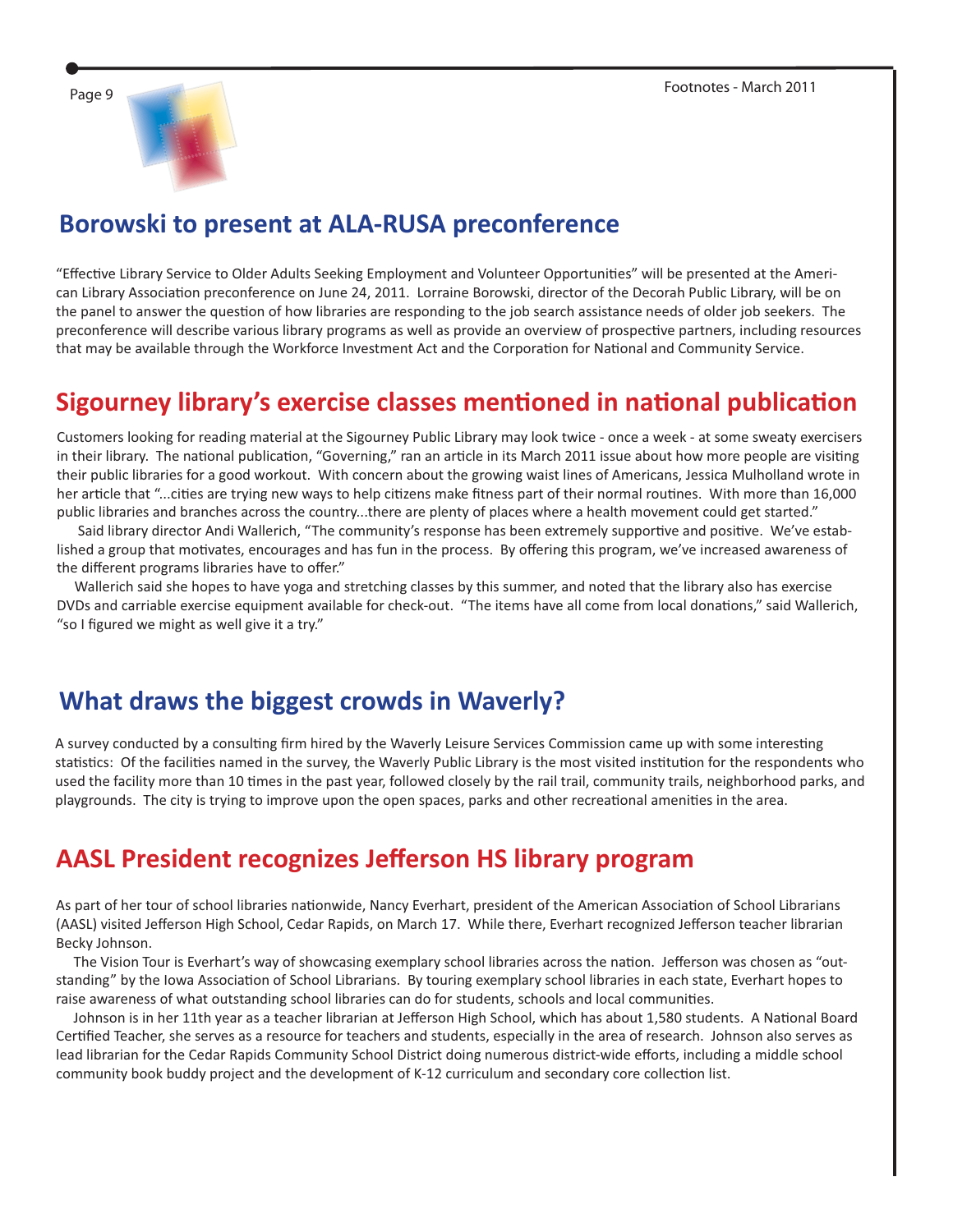## Borowski to present at ALA-RUSA preconference

"Effective Library Service to Older Adults Seeking Employment and Volunteer Opportunities" will be presented at the American Library Association preconference on June 24, 2011. Lorraine Borowski, director of the Decorah Public Library, will be on the panel to answer the question of how libraries are responding to the job search assistance needs of older job seekers. The preconference will describe various library programs as well as provide an overview of prospective partners, including resources that may be available through the Workforce Investment Act and the Corporation for National and Community Service.

## Sigourney library's exercise classes mentioned in national publication

Customers looking for reading material at the Sigourney Public Library may look twice - once a week - at some sweaty exercisers in their library. The national publication, "Governing," ran an article in its March 2011 issue about how more people are visiting their public libraries for a good workout. With concern about the growing waist lines of Americans, Jessica Mulholland wrote in her article that "...cities are trying new ways to help citizens make fitness part of their normal routines. With more than 16,000 public libraries and branches across the country...there are plenty of places where a health movement could get started."

Said library director Andi Wallerich, "The community's response has been extremely supportive and positive. We've established a group that motivates, encourages and has fun in the process. By offering this program, we've increased awareness of the different programs libraries have to offer."

Wallerich said she hopes to have yoga and stretching classes by this summer, and noted that the library also has exercise DVDs and carriable exercise equipment available for check-out. "The items have all come from local donations," said Wallerich, "so I figured we might as well give it a try."

## What draws the biggest crowds in Waverly?

A survey conducted by a consulting firm hired by the Waverly Leisure Services Commission came up with some interesting statistics: Of the facilities named in the survey, the Waverly Public Library is the most visited institution for the respondents who used the facility more than 10 times in the past year, followed closely by the rail trail, community trails, neighborhood parks, and playgrounds. The city is trying to improve upon the open spaces, parks and other recreational amenities in the area.

## AASL President recognizes Jefferson HS library program

As part of her tour of school libraries nationwide, Nancy Everhart, president of the American Association of School Librarians (AASL) visited Jefferson High School, Cedar Rapids, on March 17. While there, Everhart recognized Jefferson teacher librarian Becky Johnson.

The Vision Tour is Everhart's way of showcasing exemplary school libraries across the nation. Jefferson was chosen as "outstanding" by the Iowa Association of School Librarians. By touring exemplary school libraries in each state, Everhart hopes to raise awareness of what outstanding school libraries can do for students, schools and local communities.

Johnson is in her 11th year as a teacher librarian at Jefferson High School, which has about 1,580 students. A National Board Certified Teacher, she serves as a resource for teachers and students, especially in the area of research. Johnson also serves as lead librarian for the Cedar Rapids Community School District doing numerous district-wide efforts, including a middle school community book buddy project and the development of K-12 curriculum and secondary core collection list.